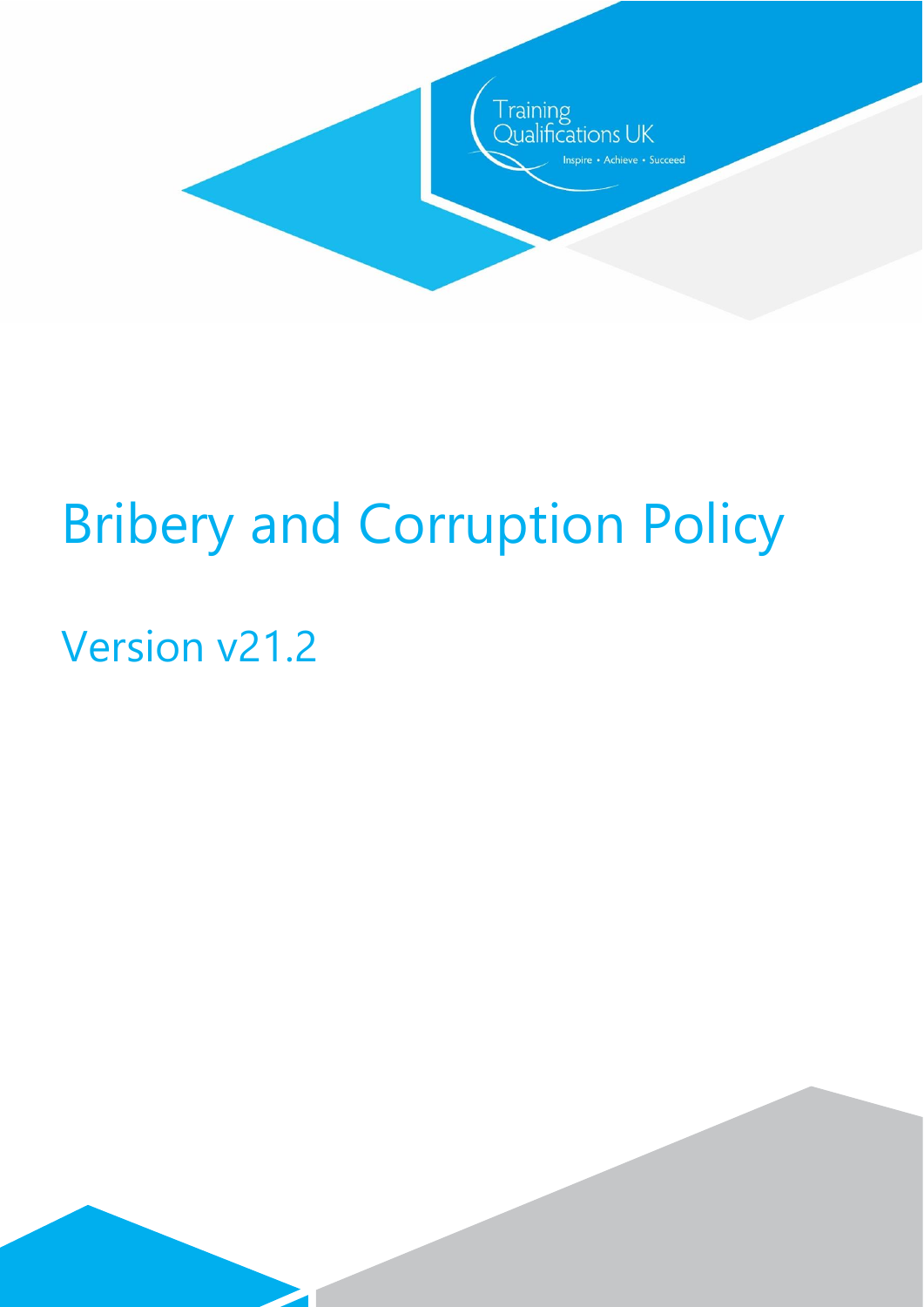Training Qualifications UK

Inspire • Achieve • Succeed

# Bribery and Corruption Policy

## Version v21.2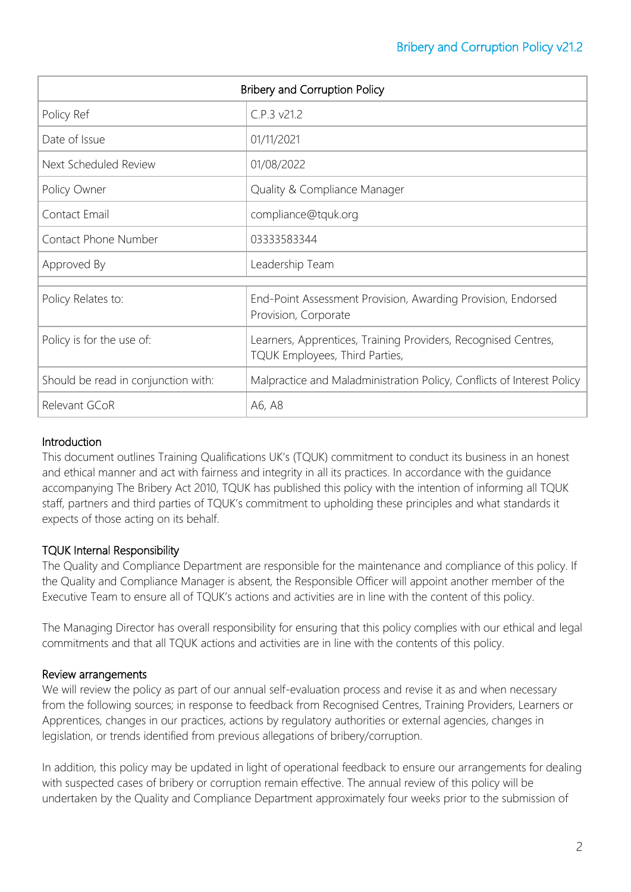| Bribery and Corruption Policy | |
|---|---|
| Policy Ref | C.P.3 v21.2 |
| Date of Issue | 01/11/2021 |
| Next Scheduled Review | 01/08/2022 |
| Policy Owner | Quality & Compliance Manager |
| Contact Email | compliance@tquk.org |
| Contact Phone Number | 03333583344 |
| Approved By | Leadership Team |
| | |
| Policy Relates to: | End-Point Assessment Provision, Awarding Provision, Endorsed Provision, Corporate |
| Policy is for the use of: | Learners, Apprentices, Training Providers, Recognised Centres, TQUK Employees, Third Parties, |
| Should be read in conjunction with: | Malpractice and Maladministration Policy, Conflicts of Interest Policy |
| Relevant GCoR | A6, A8 |

## Introduction

This document outlines Training Qualifications UK's (TQUK) commitment to conduct its business in an honest and ethical manner and act with fairness and integrity in all its practices. In accordance with the guidance accompanying The Bribery Act 2010, TQUK has published this policy with the intention of informing all TQUK staff, partners and third parties of TQUK's commitment to upholding these principles and what standards it expects of those acting on its behalf.

## TQUK Internal Responsibility

The Quality and Compliance Department are responsible for the maintenance and compliance of this policy. If the Quality and Compliance Manager is absent, the Responsible Officer will appoint another member of the Executive Team to ensure all of TQUK's actions and activities are in line with the content of this policy.

The Managing Director has overall responsibility for ensuring that this policy complies with our ethical and legal commitments and that all TQUK actions and activities are in line with the contents of this policy.

## Review arrangements

We will review the policy as part of our annual self-evaluation process and revise it as and when necessary from the following sources; in response to feedback from Recognised Centres, Training Providers, Learners or Apprentices, changes in our practices, actions by regulatory authorities or external agencies, changes in legislation, or trends identified from previous allegations of bribery/corruption.

In addition, this policy may be updated in light of operational feedback to ensure our arrangements for dealing with suspected cases of bribery or corruption remain effective. The annual review of this policy will be undertaken by the Quality and Compliance Department approximately four weeks prior to the submission of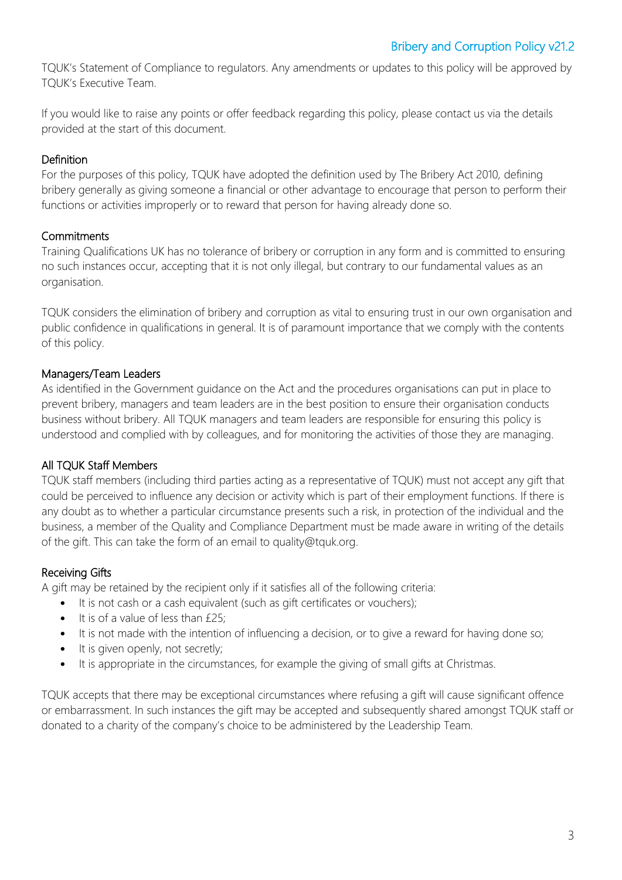TQUK's Statement of Compliance to regulators. Any amendments or updates to this policy will be approved by TQUK's Executive Team.

If you would like to raise any points or offer feedback regarding this policy, please contact us via the details provided at the start of this document.

## Definition

For the purposes of this policy, TQUK have adopted the definition used by The Bribery Act 2010, defining bribery generally as giving someone a financial or other advantage to encourage that person to perform their functions or activities improperly or to reward that person for having already done so.

## Commitments

Training Qualifications UK has no tolerance of bribery or corruption in any form and is committed to ensuring no such instances occur, accepting that it is not only illegal, but contrary to our fundamental values as an organisation.

TQUK considers the elimination of bribery and corruption as vital to ensuring trust in our own organisation and public confidence in qualifications in general. It is of paramount importance that we comply with the contents of this policy.

## Managers/Team Leaders

As identified in the Government guidance on the Act and the procedures organisations can put in place to prevent bribery, managers and team leaders are in the best position to ensure their organisation conducts business without bribery. All TQUK managers and team leaders are responsible for ensuring this policy is understood and complied with by colleagues, and for monitoring the activities of those they are managing.

## All TQUK Staff Members

TQUK staff members (including third parties acting as a representative of TQUK) must not accept any gift that could be perceived to influence any decision or activity which is part of their employment functions. If there is any doubt as to whether a particular circumstance presents such a risk, in protection of the individual and the business, a member of the Quality and Compliance Department must be made aware in writing of the details of the gift. This can take the form of an email to quality@tquk.org.

## Receiving Gifts

A gift may be retained by the recipient only if it satisfies all of the following criteria:

- It is not cash or a cash equivalent (such as gift certificates or vouchers);
- It is of a value of less than £25;
- It is not made with the intention of influencing a decision, or to give a reward for having done so;
- It is given openly, not secretly;
- It is appropriate in the circumstances, for example the giving of small gifts at Christmas.

TQUK accepts that there may be exceptional circumstances where refusing a gift will cause significant offence or embarrassment. In such instances the gift may be accepted and subsequently shared amongst TQUK staff or donated to a charity of the company's choice to be administered by the Leadership Team.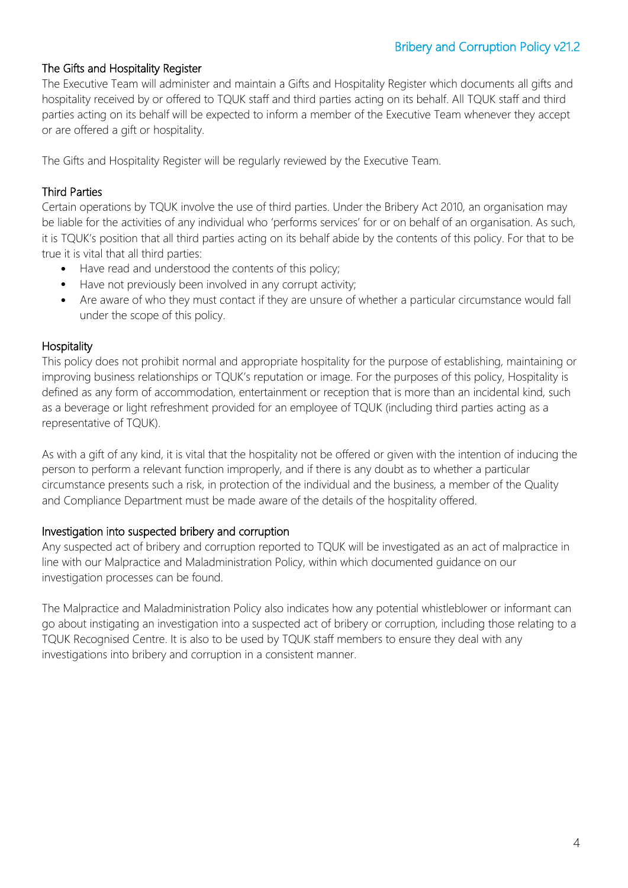### The Gifts and Hospitality Register

The Executive Team will administer and maintain a Gifts and Hospitality Register which documents all gifts and hospitality received by or offered to TQUK staff and third parties acting on its behalf. All TQUK staff and third parties acting on its behalf will be expected to inform a member of the Executive Team whenever they accept or are offered a gift or hospitality.

The Gifts and Hospitality Register will be regularly reviewed by the Executive Team.

### Third Parties

Certain operations by TQUK involve the use of third parties. Under the Bribery Act 2010, an organisation may be liable for the activities of any individual who 'performs services' for or on behalf of an organisation. As such, it is TQUK's position that all third parties acting on its behalf abide by the contents of this policy. For that to be true it is vital that all third parties:

- Have read and understood the contents of this policy;
- Have not previously been involved in any corrupt activity;
- Are aware of who they must contact if they are unsure of whether a particular circumstance would fall under the scope of this policy.

### Hospitality

This policy does not prohibit normal and appropriate hospitality for the purpose of establishing, maintaining or improving business relationships or TQUK's reputation or image. For the purposes of this policy, Hospitality is defined as any form of accommodation, entertainment or reception that is more than an incidental kind, such as a beverage or light refreshment provided for an employee of TQUK (including third parties acting as a representative of TQUK).

As with a gift of any kind, it is vital that the hospitality not be offered or given with the intention of inducing the person to perform a relevant function improperly, and if there is any doubt as to whether a particular circumstance presents such a risk, in protection of the individual and the business, a member of the Quality and Compliance Department must be made aware of the details of the hospitality offered.

### Investigation into suspected bribery and corruption

Any suspected act of bribery and corruption reported to TQUK will be investigated as an act of malpractice in line with our Malpractice and Maladministration Policy, within which documented guidance on our investigation processes can be found.

The Malpractice and Maladministration Policy also indicates how any potential whistleblower or informant can go about instigating an investigation into a suspected act of bribery or corruption, including those relating to a TQUK Recognised Centre. It is also to be used by TQUK staff members to ensure they deal with any investigations into bribery and corruption in a consistent manner.